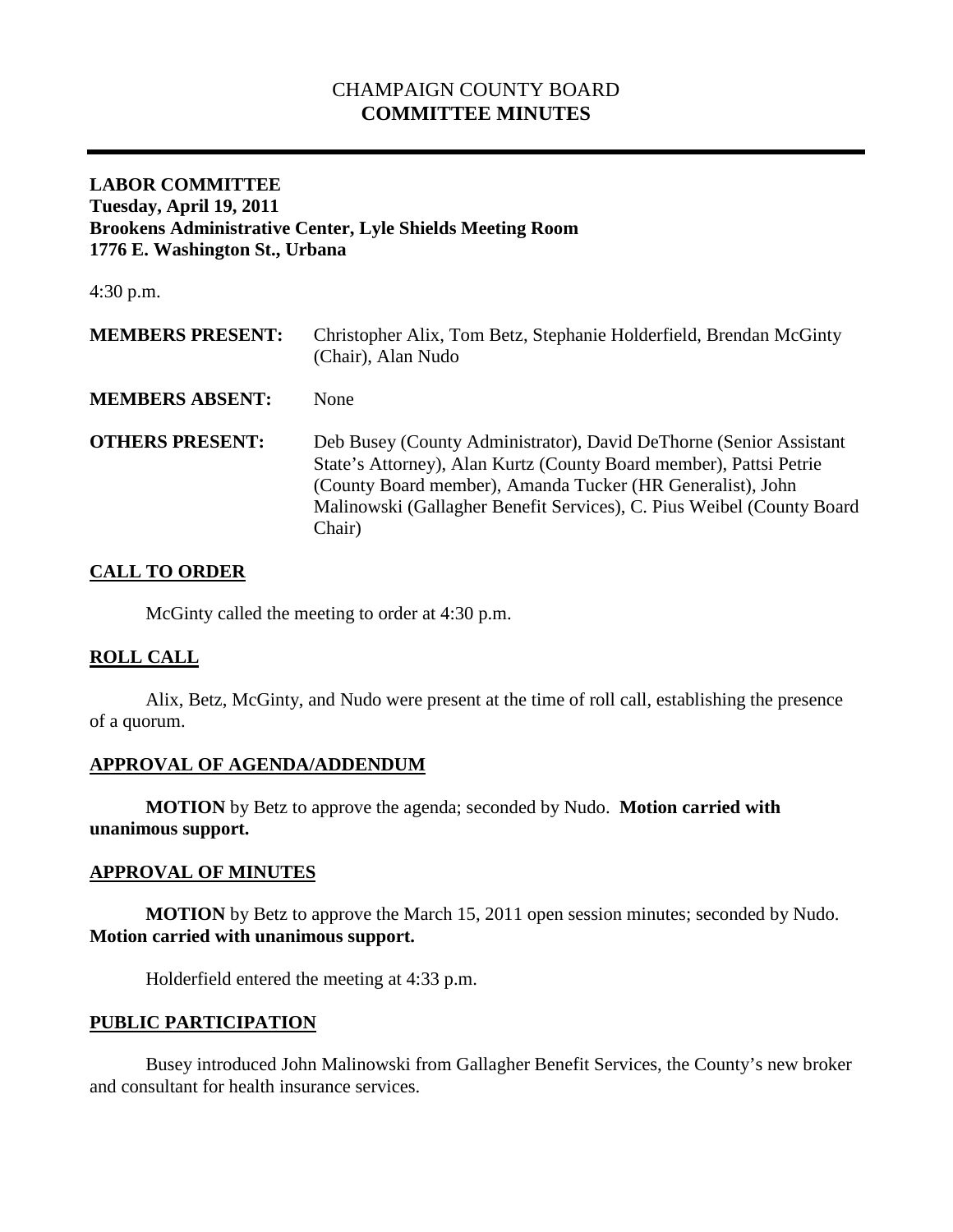# CHAMPAIGN COUNTY BOARD
## COMMITTEE MINUTES

---

**LABOR COMMITTEE**
**Tuesday, April 19, 2011**
**Brookens Administrative Center, Lyle Shields Meeting Room**
**1776 E. Washington St., Urbana**

4:30 p.m.

| | |
|---|---|
| **MEMBERS PRESENT:** | Christopher Alix, Tom Betz, Stephanie Holderfield, Brendan McGinty (Chair), Alan Nudo |
| **MEMBERS ABSENT:** | None |
| **OTHERS PRESENT:** | Deb Busey (County Administrator), David DeThorne (Senior Assistant State's Attorney), Alan Kurtz (County Board member), Pattsi Petrie (County Board member), Amanda Tucker (HR Generalist), John Malinowski (Gallagher Benefit Services), C. Pius Weibel (County Board Chair) |

### CALL TO ORDER

McGinty called the meeting to order at 4:30 p.m.

### ROLL CALL

Alix, Betz, McGinty, and Nudo were present at the time of roll call, establishing the presence of a quorum.

### APPROVAL OF AGENDA/ADDENDUM

**MOTION** by Betz to approve the agenda; seconded by Nudo. **Motion carried with unanimous support.**

### APPROVAL OF MINUTES

**MOTION** by Betz to approve the March 15, 2011 open session minutes; seconded by Nudo. **Motion carried with unanimous support.**

Holderfield entered the meeting at 4:33 p.m.

### PUBLIC PARTICIPATION

Busey introduced John Malinowski from Gallagher Benefit Services, the County's new broker and consultant for health insurance services.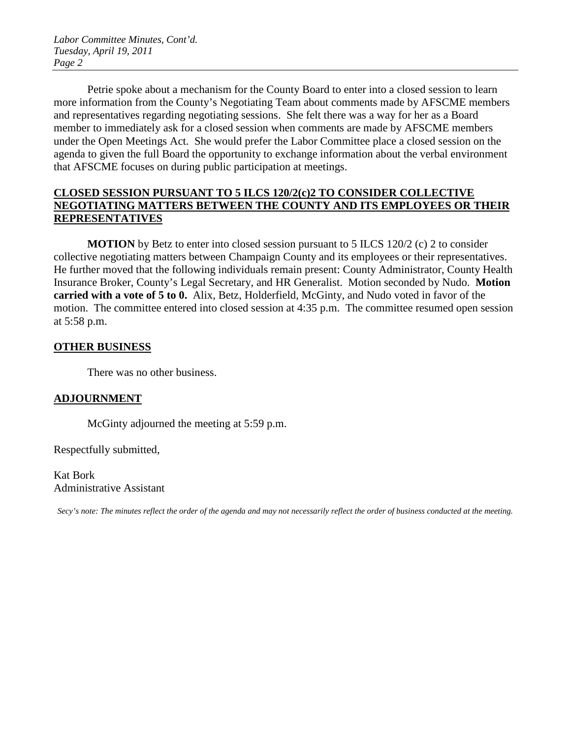Petrie spoke about a mechanism for the County Board to enter into a closed session to learn more information from the County's Negotiating Team about comments made by AFSCME members and representatives regarding negotiating sessions. She felt there was a way for her as a Board member to immediately ask for a closed session when comments are made by AFSCME members under the Open Meetings Act. She would prefer the Labor Committee place a closed session on the agenda to given the full Board the opportunity to exchange information about the verbal environment that AFSCME focuses on during public participation at meetings.

## CLOSED SESSION PURSUANT TO 5 ILCS 120/2(c)2 TO CONSIDER COLLECTIVE NEGOTIATING MATTERS BETWEEN THE COUNTY AND ITS EMPLOYEES OR THEIR REPRESENTATIVES

**MOTION** by Betz to enter into closed session pursuant to 5 ILCS 120/2 (c) 2 to consider collective negotiating matters between Champaign County and its employees or their representatives. He further moved that the following individuals remain present: County Administrator, County Health Insurance Broker, County's Legal Secretary, and HR Generalist. Motion seconded by Nudo. **Motion carried with a vote of 5 to 0.** Alix, Betz, Holderfield, McGinty, and Nudo voted in favor of the motion. The committee entered into closed session at 4:35 p.m. The committee resumed open session at 5:58 p.m.

## OTHER BUSINESS

There was no other business.

## ADJOURNMENT

McGinty adjourned the meeting at 5:59 p.m.

Respectfully submitted,

Kat Bork
Administrative Assistant

*Secy's note: The minutes reflect the order of the agenda and may not necessarily reflect the order of business conducted at the meeting.*